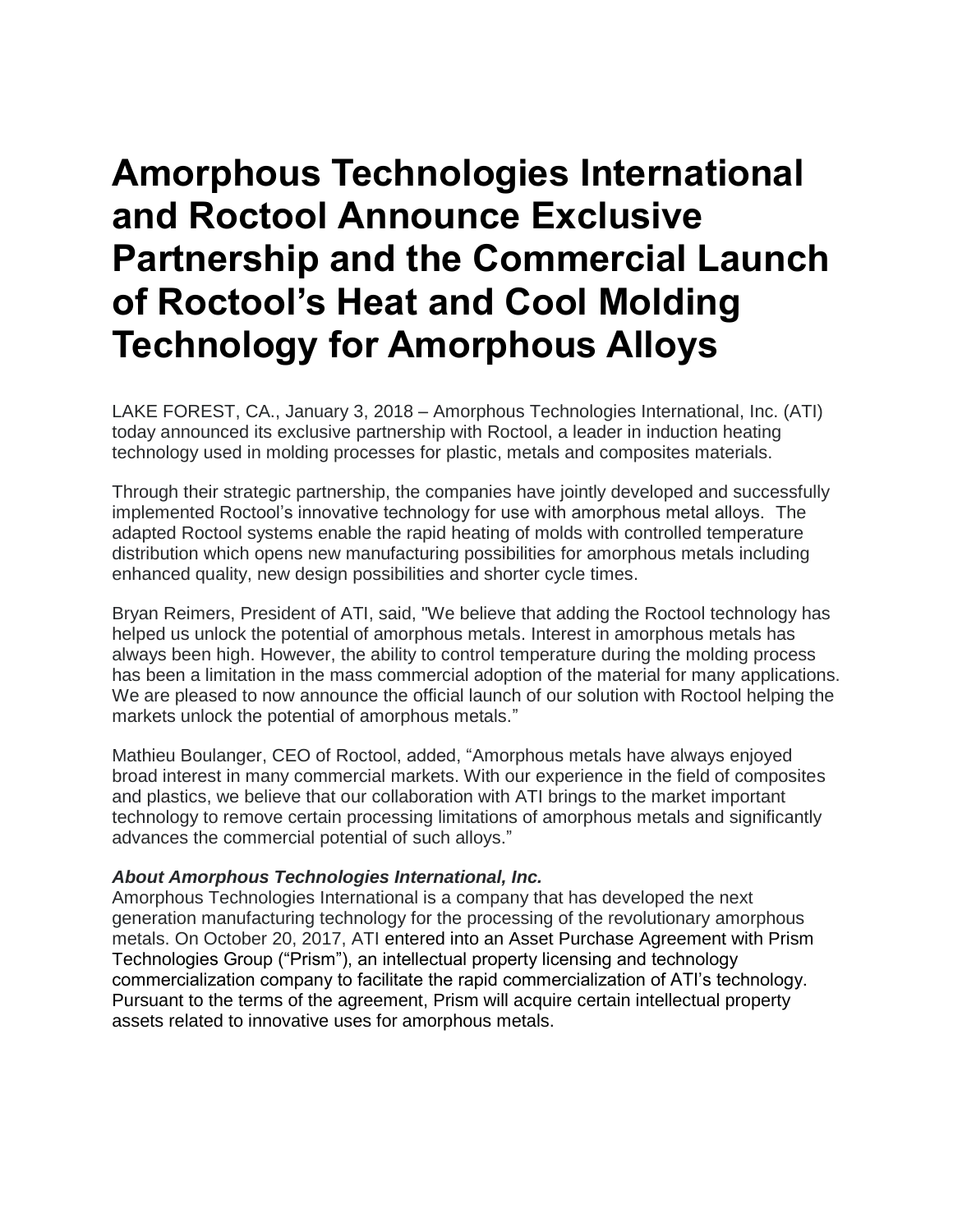# Amorphous Technologies International and Roctool Announce Exclusive Partnership and the Commercial Launch of Roctool's Heat and Cool Molding Technology for Amorphous Alloys

LAKE FOREST, CA., January 3, 2018 – Amorphous Technologies International, Inc. (ATI) today announced its exclusive partnership with Roctool, a leader in induction heating technology used in molding processes for plastic, metals and composites materials.

Through their strategic partnership, the companies have jointly developed and successfully implemented Roctool's innovative technology for use with amorphous metal alloys. The adapted Roctool systems enable the rapid heating of molds with controlled temperature distribution which opens new manufacturing possibilities for amorphous metals including enhanced quality, new design possibilities and shorter cycle times.

Bryan Reimers, President of ATI, said, "We believe that adding the Roctool technology has helped us unlock the potential of amorphous metals. Interest in amorphous metals has always been high. However, the ability to control temperature during the molding process has been a limitation in the mass commercial adoption of the material for many applications. We are pleased to now announce the official launch of our solution with Roctool helping the markets unlock the potential of amorphous metals."

Mathieu Boulanger, CEO of Roctool, added, "Amorphous metals have always enjoyed broad interest in many commercial markets. With our experience in the field of composites and plastics, we believe that our collaboration with ATI brings to the market important technology to remove certain processing limitations of amorphous metals and significantly advances the commercial potential of such alloys."

***About Amorphous Technologies International, Inc.***

Amorphous Technologies International is a company that has developed the next generation manufacturing technology for the processing of the revolutionary amorphous metals. On October 20, 2017, ATI entered into an Asset Purchase Agreement with Prism Technologies Group ("Prism"), an intellectual property licensing and technology commercialization company to facilitate the rapid commercialization of ATI's technology. Pursuant to the terms of the agreement, Prism will acquire certain intellectual property assets related to innovative uses for amorphous metals.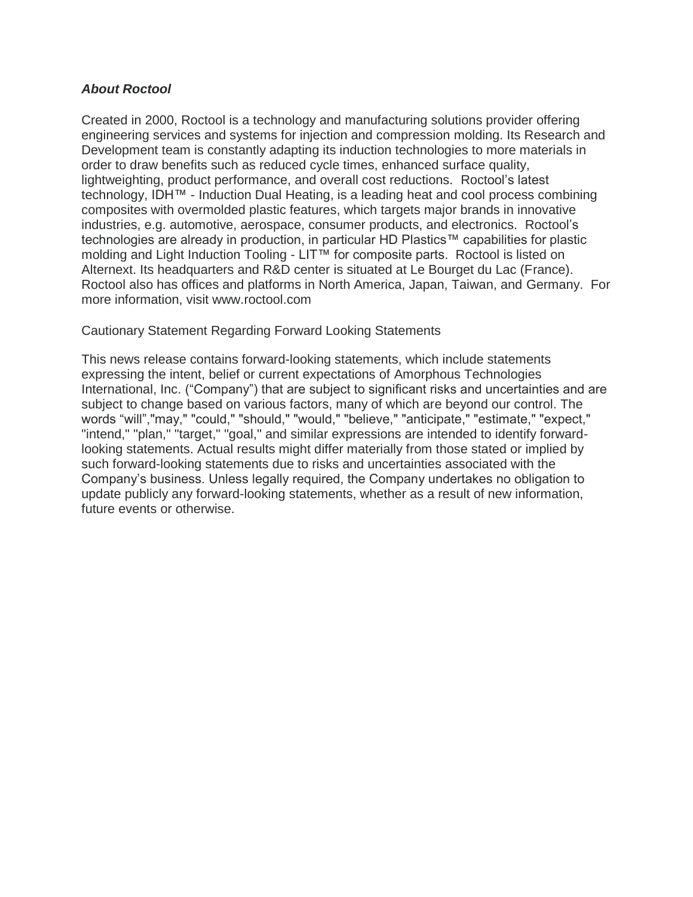***About Roctool***

Created in 2000, Roctool is a technology and manufacturing solutions provider offering engineering services and systems for injection and compression molding. Its Research and Development team is constantly adapting its induction technologies to more materials in order to draw benefits such as reduced cycle times, enhanced surface quality, lightweighting, product performance, and overall cost reductions. Roctool's latest technology, IDH™ - Induction Dual Heating, is a leading heat and cool process combining composites with overmolded plastic features, which targets major brands in innovative industries, e.g. automotive, aerospace, consumer products, and electronics. Roctool's technologies are already in production, in particular HD Plastics™ capabilities for plastic molding and Light Induction Tooling - LIT™ for composite parts. Roctool is listed on Alternext. Its headquarters and R&D center is situated at Le Bourget du Lac (France). Roctool also has offices and platforms in North America, Japan, Taiwan, and Germany. For more information, visit www.roctool.com

Cautionary Statement Regarding Forward Looking Statements

This news release contains forward-looking statements, which include statements expressing the intent, belief or current expectations of Amorphous Technologies International, Inc. ("Company") that are subject to significant risks and uncertainties and are subject to change based on various factors, many of which are beyond our control. The words "will","may," "could," "should," "would," "believe," "anticipate," "estimate," "expect," "intend," "plan," "target," "goal," and similar expressions are intended to identify forward-looking statements. Actual results might differ materially from those stated or implied by such forward-looking statements due to risks and uncertainties associated with the Company's business. Unless legally required, the Company undertakes no obligation to update publicly any forward-looking statements, whether as a result of new information, future events or otherwise.